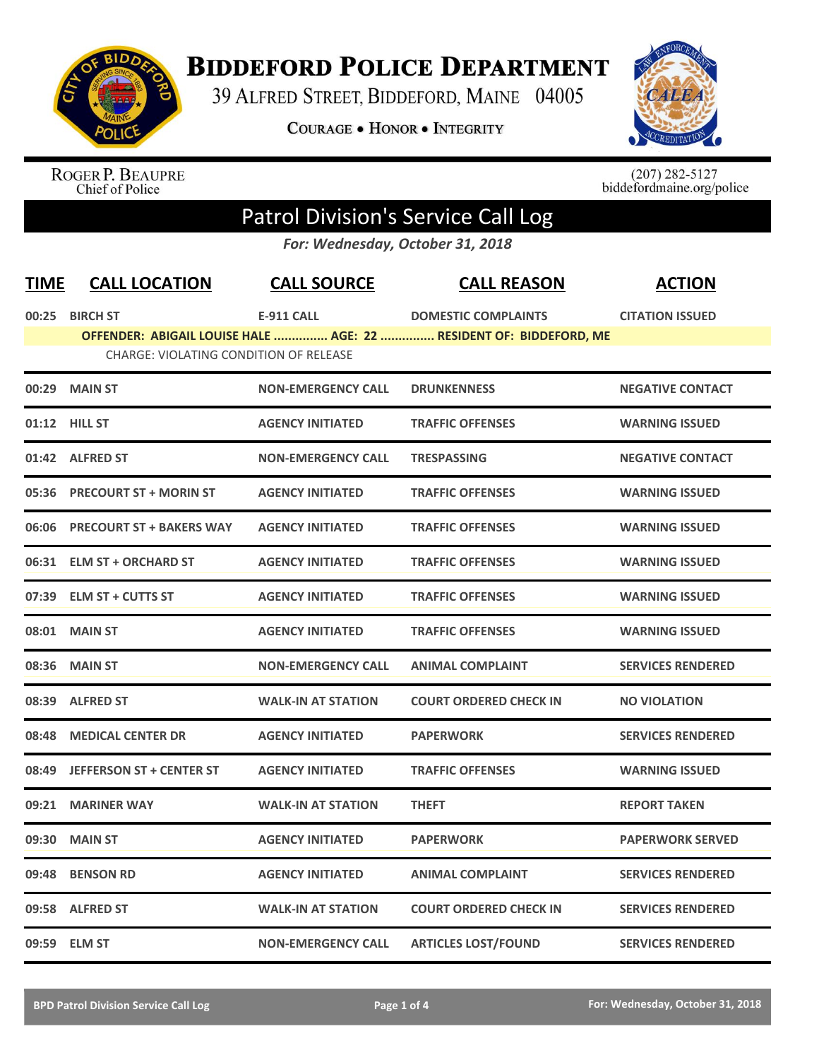# Biddeford Police Department

39 Alfred Street, Biddeford, Maine 04005

Courage • Honor • Integrity

Roger P. Beaupre
Chief of Police

(207) 282-5127
biddefordmaine.org/police

## Patrol Division's Service Call Log

*For: Wednesday, October 31, 2018*

| TIME | CALL LOCATION | CALL SOURCE | CALL REASON | ACTION |
|---|---|---|---|---|
| 00:25 | BIRCH ST | E-911 CALL | DOMESTIC COMPLAINTS | CITATION ISSUED |
| | OFFENDER: ABIGAIL LOUISE HALE ............... AGE: 22 ............... RESIDENT OF: BIDDEFORD, ME | | | |
| | CHARGE: VIOLATING CONDITION OF RELEASE | | | |
| 00:29 | MAIN ST | NON-EMERGENCY CALL | DRUNKENNESS | NEGATIVE CONTACT |
| 01:12 | HILL ST | AGENCY INITIATED | TRAFFIC OFFENSES | WARNING ISSUED |
| 01:42 | ALFRED ST | NON-EMERGENCY CALL | TRESPASSING | NEGATIVE CONTACT |
| 05:36 | PRECOURT ST + MORIN ST | AGENCY INITIATED | TRAFFIC OFFENSES | WARNING ISSUED |
| 06:06 | PRECOURT ST + BAKERS WAY | AGENCY INITIATED | TRAFFIC OFFENSES | WARNING ISSUED |
| 06:31 | ELM ST + ORCHARD ST | AGENCY INITIATED | TRAFFIC OFFENSES | WARNING ISSUED |
| 07:39 | ELM ST + CUTTS ST | AGENCY INITIATED | TRAFFIC OFFENSES | WARNING ISSUED |
| 08:01 | MAIN ST | AGENCY INITIATED | TRAFFIC OFFENSES | WARNING ISSUED |
| 08:36 | MAIN ST | NON-EMERGENCY CALL | ANIMAL COMPLAINT | SERVICES RENDERED |
| 08:39 | ALFRED ST | WALK-IN AT STATION | COURT ORDERED CHECK IN | NO VIOLATION |
| 08:48 | MEDICAL CENTER DR | AGENCY INITIATED | PAPERWORK | SERVICES RENDERED |
| 08:49 | JEFFERSON ST + CENTER ST | AGENCY INITIATED | TRAFFIC OFFENSES | WARNING ISSUED |
| 09:21 | MARINER WAY | WALK-IN AT STATION | THEFT | REPORT TAKEN |
| 09:30 | MAIN ST | AGENCY INITIATED | PAPERWORK | PAPERWORK SERVED |
| 09:48 | BENSON RD | AGENCY INITIATED | ANIMAL COMPLAINT | SERVICES RENDERED |
| 09:58 | ALFRED ST | WALK-IN AT STATION | COURT ORDERED CHECK IN | SERVICES RENDERED |
| 09:59 | ELM ST | NON-EMERGENCY CALL | ARTICLES LOST/FOUND | SERVICES RENDERED |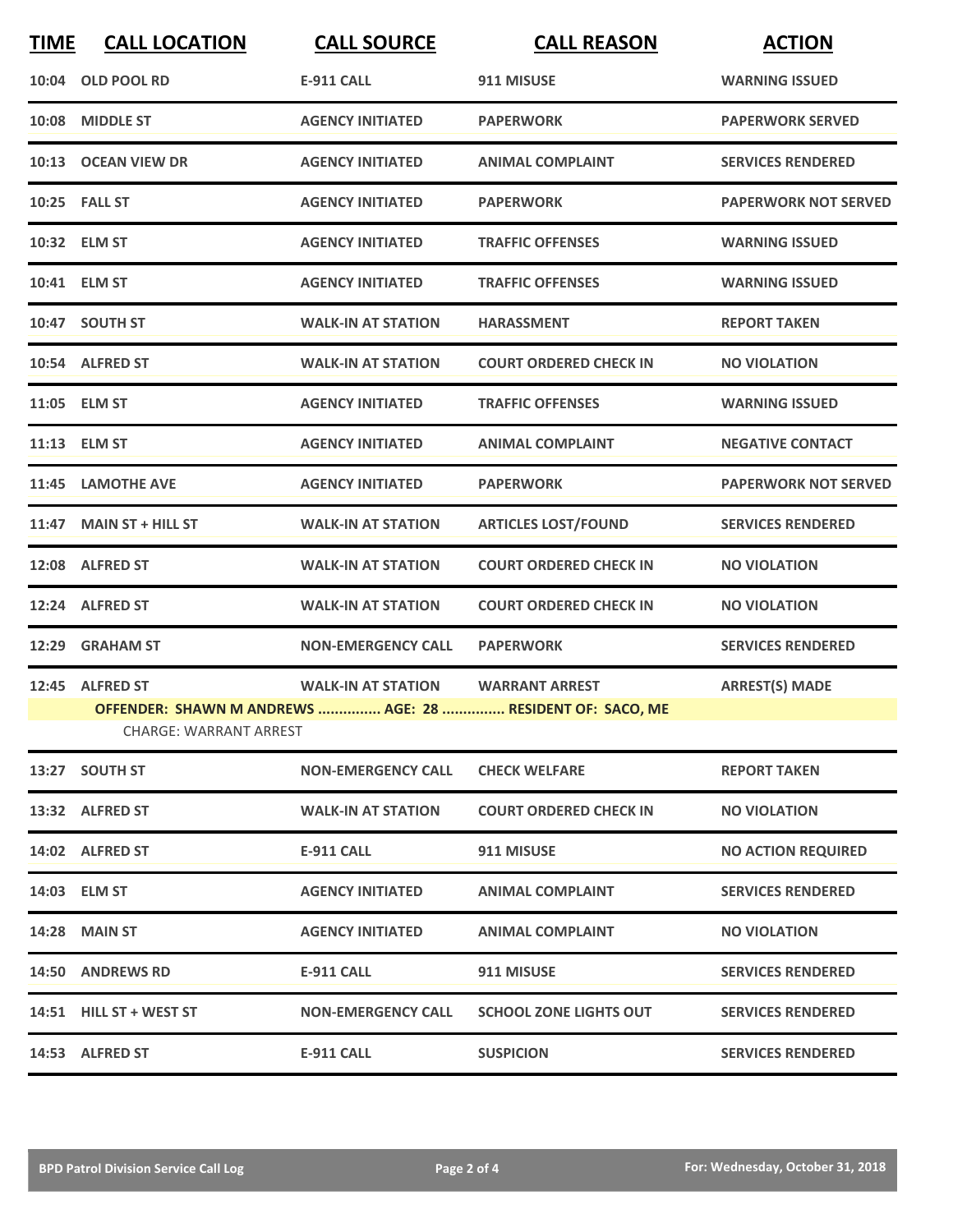| TIME | CALL LOCATION | CALL SOURCE | CALL REASON | ACTION |
| --- | --- | --- | --- | --- |
| 10:04 | OLD POOL RD | E-911 CALL | 911 MISUSE | WARNING ISSUED |
| 10:08 | MIDDLE ST | AGENCY INITIATED | PAPERWORK | PAPERWORK SERVED |
| 10:13 | OCEAN VIEW DR | AGENCY INITIATED | ANIMAL COMPLAINT | SERVICES RENDERED |
| 10:25 | FALL ST | AGENCY INITIATED | PAPERWORK | PAPERWORK NOT SERVED |
| 10:32 | ELM ST | AGENCY INITIATED | TRAFFIC OFFENSES | WARNING ISSUED |
| 10:41 | ELM ST | AGENCY INITIATED | TRAFFIC OFFENSES | WARNING ISSUED |
| 10:47 | SOUTH ST | WALK-IN AT STATION | HARASSMENT | REPORT TAKEN |
| 10:54 | ALFRED ST | WALK-IN AT STATION | COURT ORDERED CHECK IN | NO VIOLATION |
| 11:05 | ELM ST | AGENCY INITIATED | TRAFFIC OFFENSES | WARNING ISSUED |
| 11:13 | ELM ST | AGENCY INITIATED | ANIMAL COMPLAINT | NEGATIVE CONTACT |
| 11:45 | LAMOTHE AVE | AGENCY INITIATED | PAPERWORK | PAPERWORK NOT SERVED |
| 11:47 | MAIN ST + HILL ST | WALK-IN AT STATION | ARTICLES LOST/FOUND | SERVICES RENDERED |
| 12:08 | ALFRED ST | WALK-IN AT STATION | COURT ORDERED CHECK IN | NO VIOLATION |
| 12:24 | ALFRED ST | WALK-IN AT STATION | COURT ORDERED CHECK IN | NO VIOLATION |
| 12:29 | GRAHAM ST | NON-EMERGENCY CALL | PAPERWORK | SERVICES RENDERED |
| 12:45 | ALFRED ST | WALK-IN AT STATION | WARRANT ARREST | ARREST(S) MADE |
| | OFFENDER: SHAWN M ANDREWS ............... AGE: 28 ............... RESIDENT OF: SACO, ME | | | |
| | CHARGE: WARRANT ARREST | | | |
| 13:27 | SOUTH ST | NON-EMERGENCY CALL | CHECK WELFARE | REPORT TAKEN |
| 13:32 | ALFRED ST | WALK-IN AT STATION | COURT ORDERED CHECK IN | NO VIOLATION |
| 14:02 | ALFRED ST | E-911 CALL | 911 MISUSE | NO ACTION REQUIRED |
| 14:03 | ELM ST | AGENCY INITIATED | ANIMAL COMPLAINT | SERVICES RENDERED |
| 14:28 | MAIN ST | AGENCY INITIATED | ANIMAL COMPLAINT | NO VIOLATION |
| 14:50 | ANDREWS RD | E-911 CALL | 911 MISUSE | SERVICES RENDERED |
| 14:51 | HILL ST + WEST ST | NON-EMERGENCY CALL | SCHOOL ZONE LIGHTS OUT | SERVICES RENDERED |
| 14:53 | ALFRED ST | E-911 CALL | SUSPICION | SERVICES RENDERED |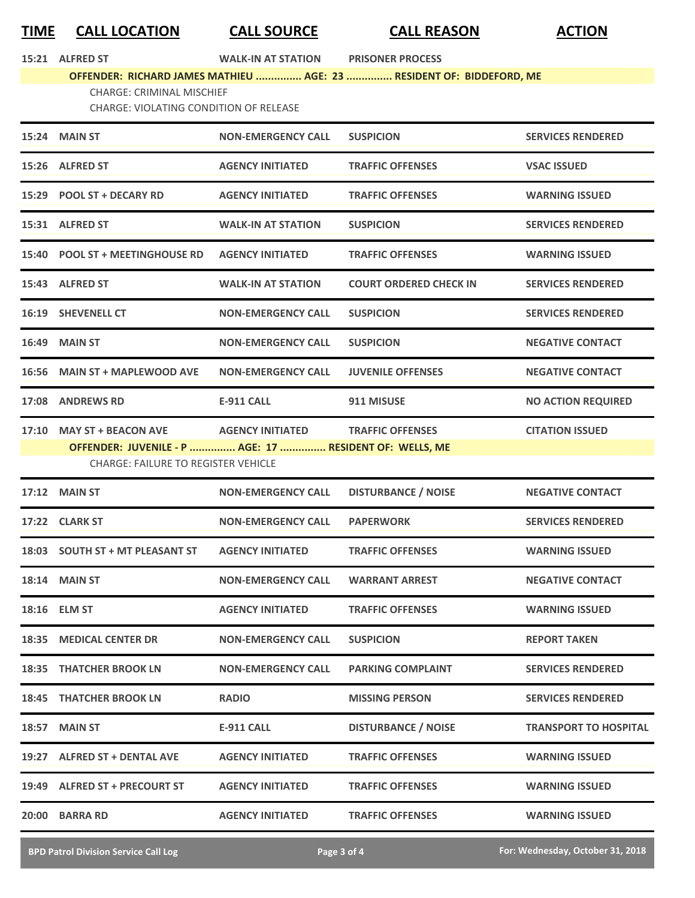| TIME | CALL LOCATION | CALL SOURCE | CALL REASON | ACTION |
|---|---|---|---|---|
| 15:21 | ALFRED ST | WALK-IN AT STATION | PRISONER PROCESS | |
| | **OFFENDER: RICHARD JAMES MATHIEU ............... AGE: 23 ............... RESIDENT OF: BIDDEFORD, ME** | | | |
| | CHARGE: CRIMINAL MISCHIEF | | | |
| | CHARGE: VIOLATING CONDITION OF RELEASE | | | |
| 15:24 | MAIN ST | NON-EMERGENCY CALL | SUSPICION | SERVICES RENDERED |
| 15:26 | ALFRED ST | AGENCY INITIATED | TRAFFIC OFFENSES | VSAC ISSUED |
| 15:29 | POOL ST + DECARY RD | AGENCY INITIATED | TRAFFIC OFFENSES | WARNING ISSUED |
| 15:31 | ALFRED ST | WALK-IN AT STATION | SUSPICION | SERVICES RENDERED |
| 15:40 | POOL ST + MEETINGHOUSE RD | AGENCY INITIATED | TRAFFIC OFFENSES | WARNING ISSUED |
| 15:43 | ALFRED ST | WALK-IN AT STATION | COURT ORDERED CHECK IN | SERVICES RENDERED |
| 16:19 | SHEVENELL CT | NON-EMERGENCY CALL | SUSPICION | SERVICES RENDERED |
| 16:49 | MAIN ST | NON-EMERGENCY CALL | SUSPICION | NEGATIVE CONTACT |
| 16:56 | MAIN ST + MAPLEWOOD AVE | NON-EMERGENCY CALL | JUVENILE OFFENSES | NEGATIVE CONTACT |
| 17:08 | ANDREWS RD | E-911 CALL | 911 MISUSE | NO ACTION REQUIRED |
| 17:10 | MAY ST + BEACON AVE | AGENCY INITIATED | TRAFFIC OFFENSES | CITATION ISSUED |
| | **OFFENDER: JUVENILE - P ............... AGE: 17 ............... RESIDENT OF: WELLS, ME** | | | |
| | CHARGE: FAILURE TO REGISTER VEHICLE | | | |
| 17:12 | MAIN ST | NON-EMERGENCY CALL | DISTURBANCE / NOISE | NEGATIVE CONTACT |
| 17:22 | CLARK ST | NON-EMERGENCY CALL | PAPERWORK | SERVICES RENDERED |
| 18:03 | SOUTH ST + MT PLEASANT ST | AGENCY INITIATED | TRAFFIC OFFENSES | WARNING ISSUED |
| 18:14 | MAIN ST | NON-EMERGENCY CALL | WARRANT ARREST | NEGATIVE CONTACT |
| 18:16 | ELM ST | AGENCY INITIATED | TRAFFIC OFFENSES | WARNING ISSUED |
| 18:35 | MEDICAL CENTER DR | NON-EMERGENCY CALL | SUSPICION | REPORT TAKEN |
| 18:35 | THATCHER BROOK LN | NON-EMERGENCY CALL | PARKING COMPLAINT | SERVICES RENDERED |
| 18:45 | THATCHER BROOK LN | RADIO | MISSING PERSON | SERVICES RENDERED |
| 18:57 | MAIN ST | E-911 CALL | DISTURBANCE / NOISE | TRANSPORT TO HOSPITAL |
| 19:27 | ALFRED ST + DENTAL AVE | AGENCY INITIATED | TRAFFIC OFFENSES | WARNING ISSUED |
| 19:49 | ALFRED ST + PRECOURT ST | AGENCY INITIATED | TRAFFIC OFFENSES | WARNING ISSUED |
| 20:00 | BARRA RD | AGENCY INITIATED | TRAFFIC OFFENSES | WARNING ISSUED |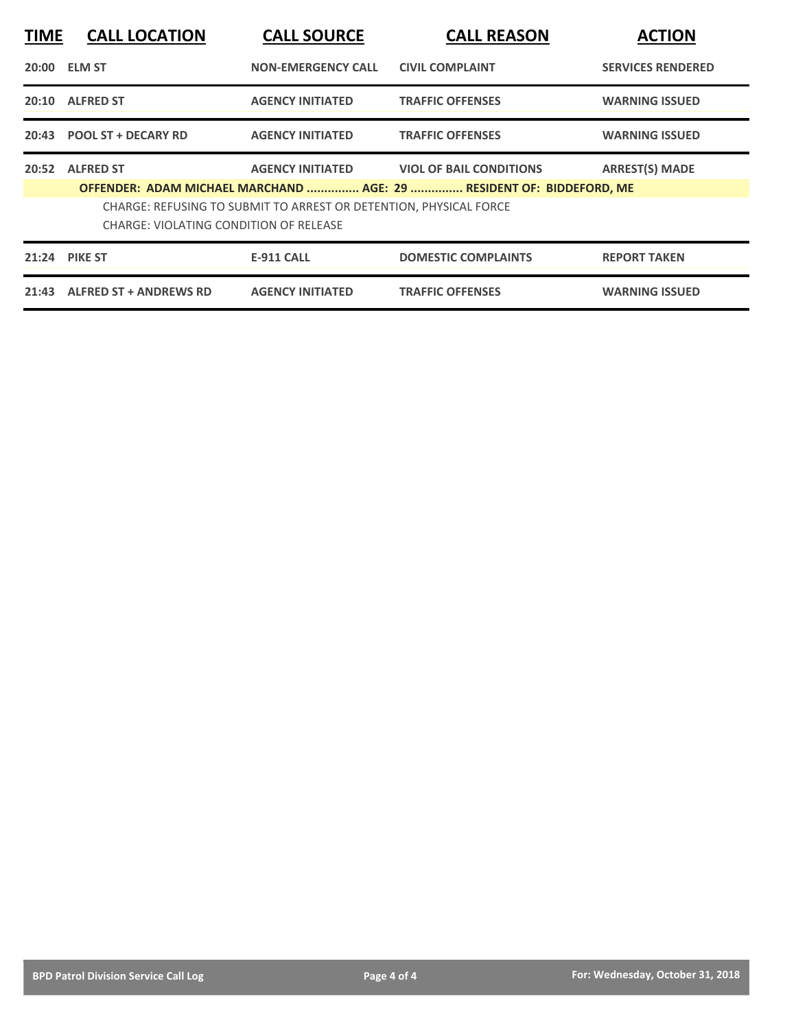| TIME | CALL LOCATION | CALL SOURCE | CALL REASON | ACTION |
|---|---|---|---|---|
| 20:00 | ELM ST | NON-EMERGENCY CALL | CIVIL COMPLAINT | SERVICES RENDERED |
| 20:10 | ALFRED ST | AGENCY INITIATED | TRAFFIC OFFENSES | WARNING ISSUED |
| 20:43 | POOL ST + DECARY RD | AGENCY INITIATED | TRAFFIC OFFENSES | WARNING ISSUED |
| 20:52 | ALFRED ST | AGENCY INITIATED | VIOL OF BAIL CONDITIONS | ARREST(S) MADE |
| | OFFENDER: ADAM MICHAEL MARCHAND ............... AGE: 29 ............... RESIDENT OF: BIDDEFORD, ME | | | |
| | CHARGE: REFUSING TO SUBMIT TO ARREST OR DETENTION, PHYSICAL FORCE | | | |
| | CHARGE: VIOLATING CONDITION OF RELEASE | | | |
| 21:24 | PIKE ST | E-911 CALL | DOMESTIC COMPLAINTS | REPORT TAKEN |
| 21:43 | ALFRED ST + ANDREWS RD | AGENCY INITIATED | TRAFFIC OFFENSES | WARNING ISSUED |